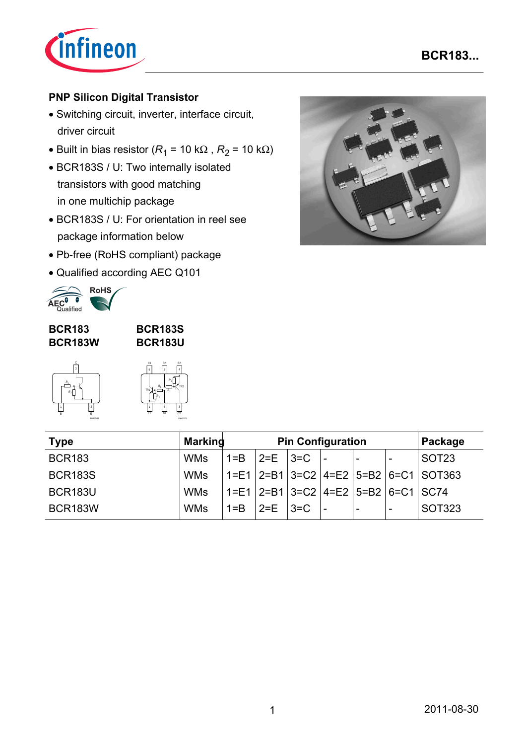# PNP Silicon Digital Transistor

- Switching circuit, inverter, interface circuit, driver circuit
- Built in bias resistor ($R_1$ = 10 kΩ , $R_2$ = 10 kΩ)
- BCR183S / U: Two internally isolated transistors with good matching in one multichip package
- BCR183S / U: For orientation in reel see package information below
- Pb-free (RoHS compliant) package
- Qualified according AEC Q101

**BCR183** **BCR183S**
**BCR183W** **BCR183U**

| Type | Marking | Pin Configuration | | | | | | Package |
|---|---|---|---|---|---|---|---|---|
| BCR183 | WMs | 1=B | 2=E | 3=C | - | - | - | SOT23 |
| BCR183S | WMs | 1=E1 | 2=B1 | 3=C2 | 4=E2 | 5=B2 | 6=C1 | SOT363 |
| BCR183U | WMs | 1=E1 | 2=B1 | 3=C2 | 4=E2 | 5=B2 | 6=C1 | SC74 |
| BCR183W | WMs | 1=B | 2=E | 3=C | - | - | - | SOT323 |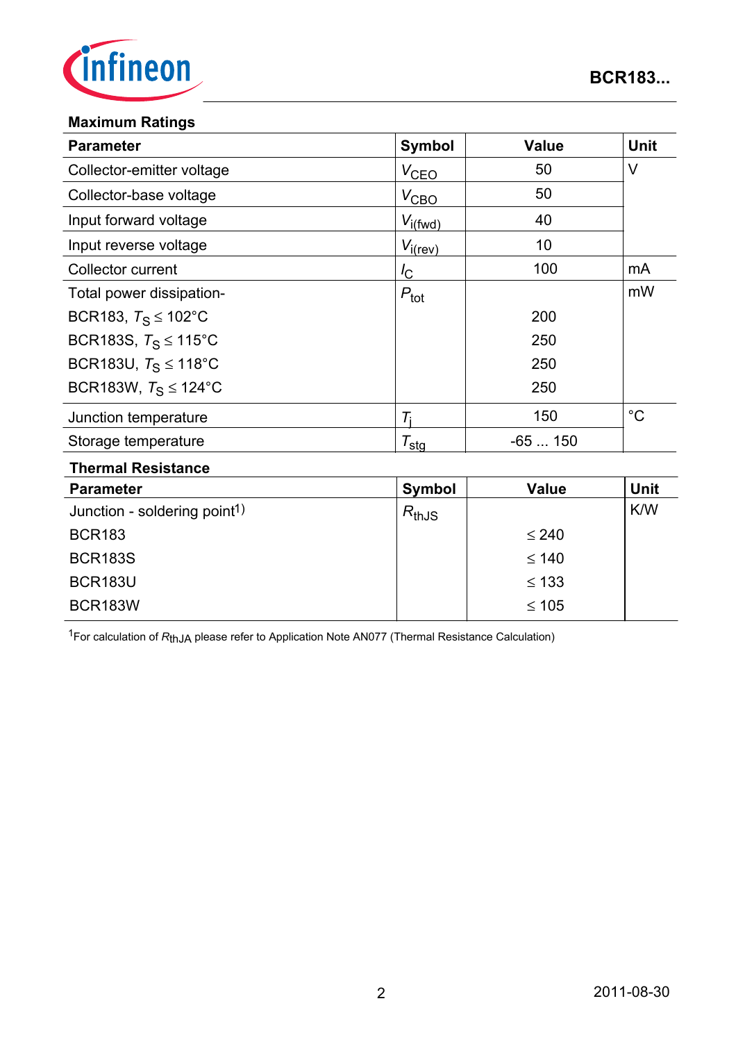## Maximum Ratings

| Parameter | Symbol | Value | Unit |
|---|---|---|---|
| Collector-emitter voltage | $V_{CEO}$ | 50 | V |
| Collector-base voltage | $V_{CBO}$ | 50 | |
| Input forward voltage | $V_{i(fwd)}$ | 40 | |
| Input reverse voltage | $V_{i(rev)}$ | 10 | |
| Collector current | $I_C$ | 100 | mA |
| Total power dissipation- | $P_{tot}$ | | mW |
| BCR183, $T_S \leq 102°C$ | | 200 | |
| BCR183S, $T_S \leq 115°C$ | | 250 | |
| BCR183U, $T_S \leq 118°C$ | | 250 | |
| BCR183W, $T_S \leq 124°C$ | | 250 | |
| Junction temperature | $T_j$ | 150 | °C |
| Storage temperature | $T_{stg}$ | -65 ... 150 | |

## Thermal Resistance

| Parameter | Symbol | Value | Unit |
|---|---|---|---|
| Junction - soldering point[1] | $R_{thJS}$ | | K/W |
| BCR183 | | ≤ 240 | |
| BCR183S | | ≤ 140 | |
| BCR183U | | ≤ 133 | |
| BCR183W | | ≤ 105 | |

[1]For calculation of $R_{thJA}$ please refer to Application Note AN077 (Thermal Resistance Calculation)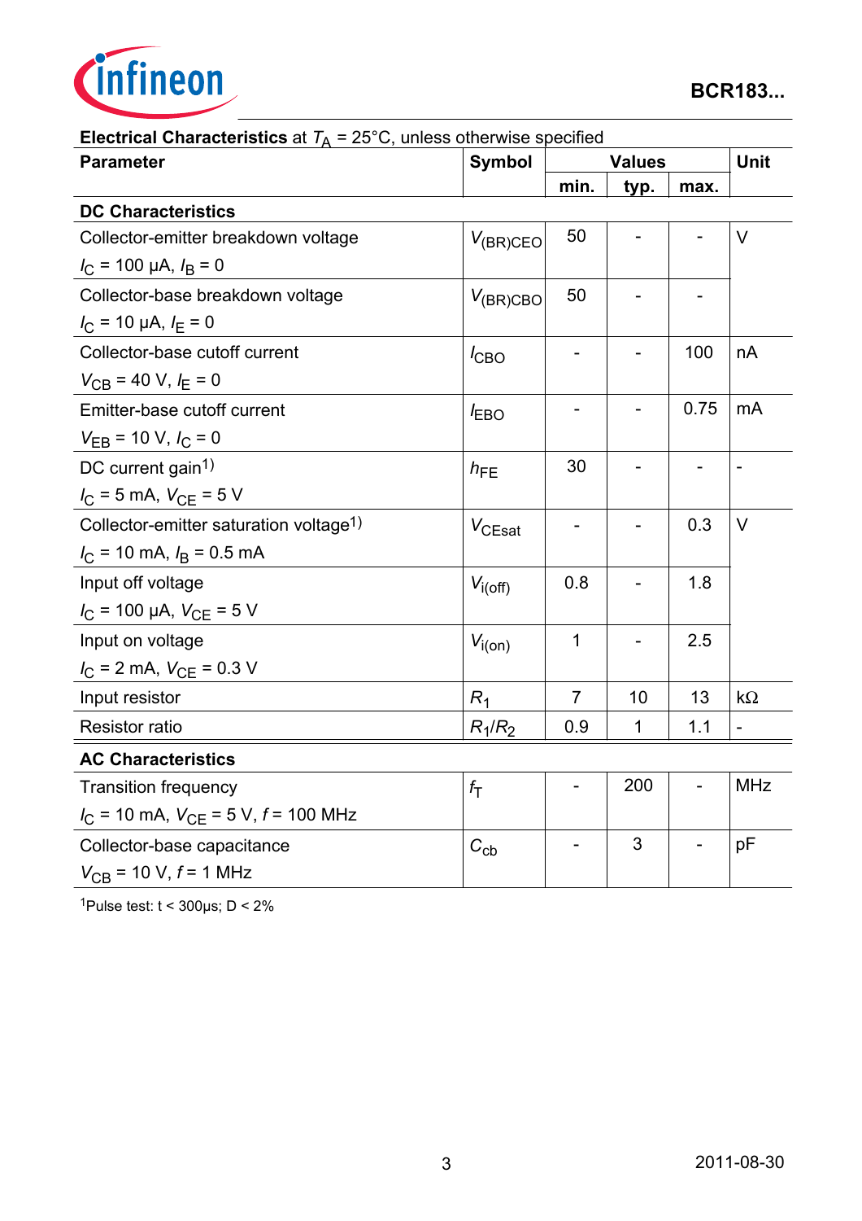**Electrical Characteristics** at $T_A$ = 25°C, unless otherwise specified

| Parameter | Symbol | Values | | | Unit |
|---|---|---|---|---|---|
| | | min. | typ. | max. | |
| **DC Characteristics** | | | | | |
| Collector-emitter breakdown voltage<br>$I_C$ = 100 µA, $I_B$ = 0 | $V_{(BR)CEO}$ | 50 | - | - | V |
| Collector-base breakdown voltage<br>$I_C$ = 10 µA, $I_E$ = 0 | $V_{(BR)CBO}$ | 50 | - | - | |
| Collector-base cutoff current<br>$V_{CB}$ = 40 V, $I_E$ = 0 | $I_{CBO}$ | - | - | 100 | nA |
| Emitter-base cutoff current<br>$V_{EB}$ = 10 V, $I_C$ = 0 | $I_{EBO}$ | - | - | 0.75 | mA |
| DC current gain[1]<br>$I_C$ = 5 mA, $V_{CE}$ = 5 V | $h_{FE}$ | 30 | - | - | - |
| Collector-emitter saturation voltage[1]<br>$I_C$ = 10 mA, $I_B$ = 0.5 mA | $V_{CEsat}$ | - | - | 0.3 | V |
| Input off voltage<br>$I_C$ = 100 µA, $V_{CE}$ = 5 V | $V_{i(off)}$ | 0.8 | - | 1.8 | |
| Input on voltage<br>$I_C$ = 2 mA, $V_{CE}$ = 0.3 V | $V_{i(on)}$ | 1 | - | 2.5 | |
| Input resistor | $R_1$ | 7 | 10 | 13 | kΩ |
| Resistor ratio | $R_1/R_2$ | 0.9 | 1 | 1.1 | - |
| **AC Characteristics** | | | | | |
| Transition frequency<br>$I_C$ = 10 mA, $V_{CE}$ = 5 V, $f$ = 100 MHz | $f_T$ | - | 200 | - | MHz |
| Collector-base capacitance<br>$V_{CB}$ = 10 V, $f$ = 1 MHz | $C_{cb}$ | - | 3 | - | pF |

[1]Pulse test: t < 300µs; D < 2%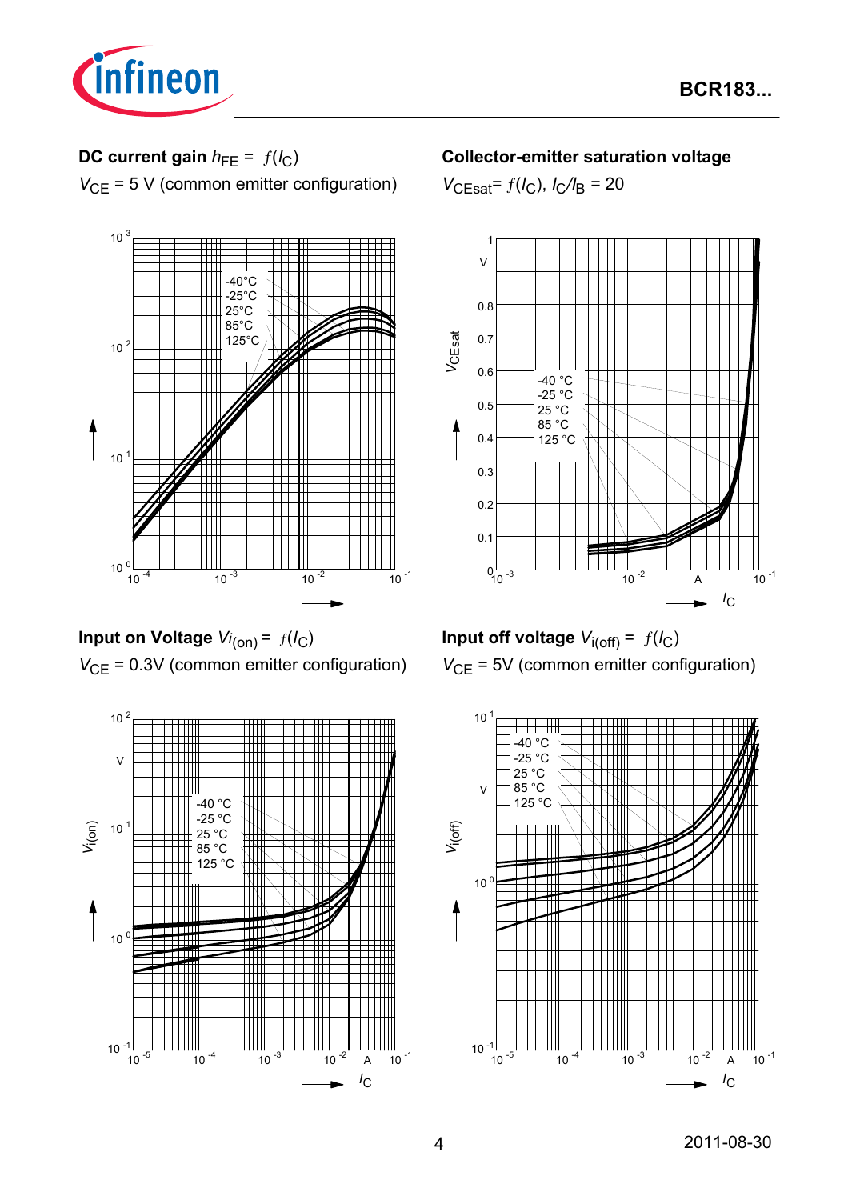**DC current gain** $h_{FE} = f(I_C)$

$V_{CE}$ = 5 V (common emitter configuration)

-40°C
-25°C
25°C
85°C
125°C

**Collector-emitter saturation voltage**

$V_{CEsat} = f(I_C)$, $I_C/I_B = 20$

-40 °C
-25 °C
25 °C
85 °C
125 °C

**Input on Voltage** $V_{i(on)} = f(I_C)$

$V_{CE}$ = 0.3V (common emitter configuration)

-40 °C
-25 °C
25 °C
85 °C
125 °C

**Input off voltage** $V_{i(off)} = f(I_C)$

$V_{CE}$ = 5V (common emitter configuration)

-40 °C
-25 °C
25 °C
85 °C
125 °C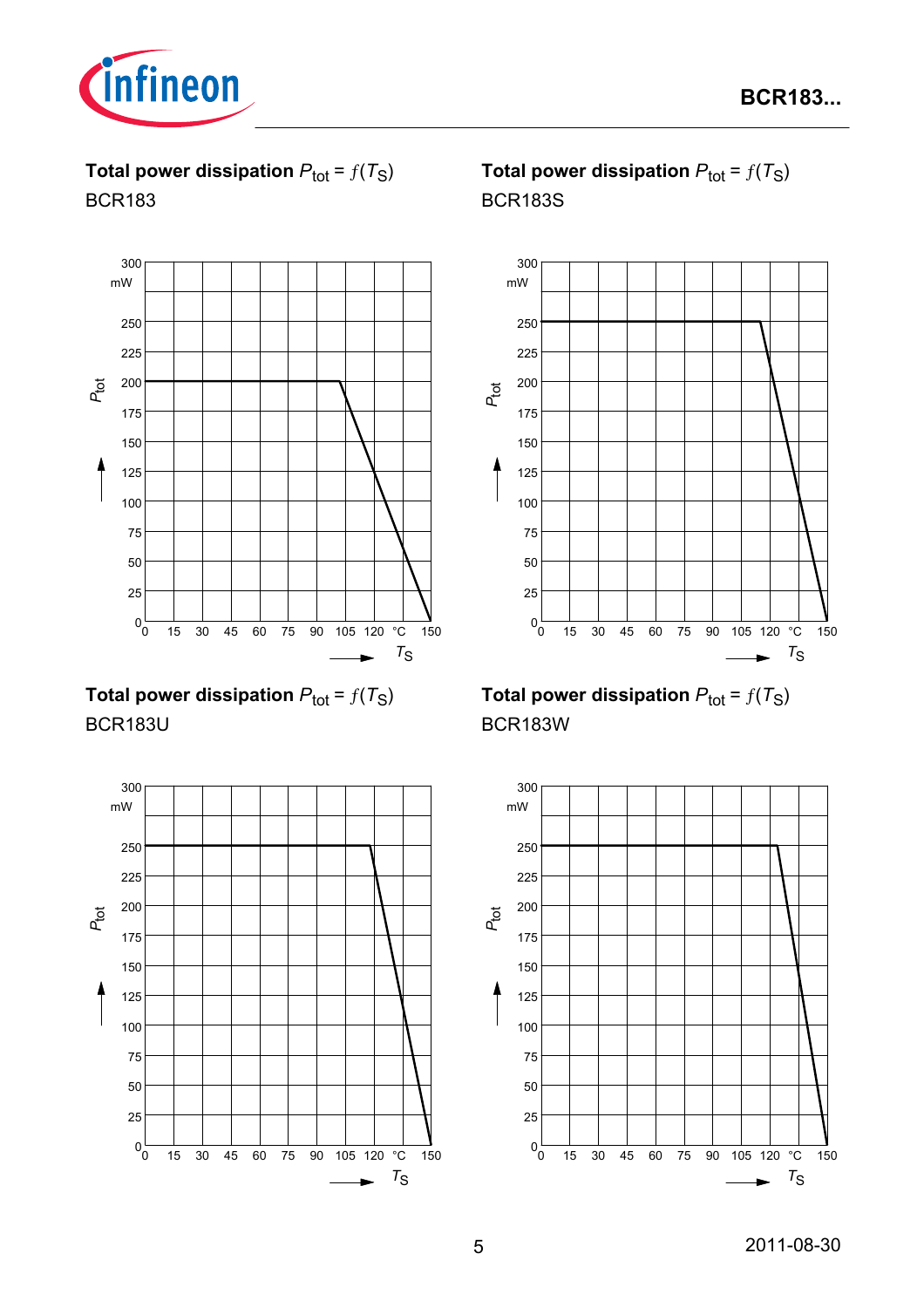**Total power dissipation $P_{tot} = f(T_S)$**

BCR183

**Total power dissipation $P_{tot} = f(T_S)$**

BCR183S

**Total power dissipation $P_{tot} = f(T_S)$**

BCR183U

**Total power dissipation $P_{tot} = f(T_S)$**

BCR183W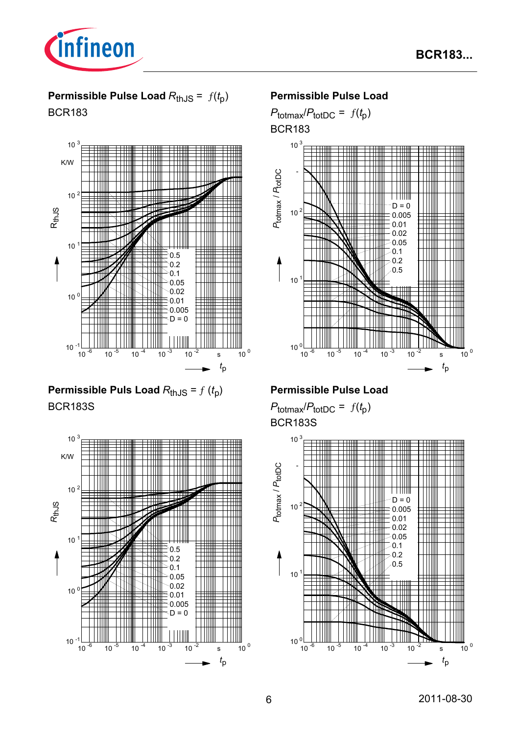**Permissible Pulse Load** $R_{thJS} = f(t_p)$

BCR183

**Permissible Pulse Load**

$P_{totmax}/P_{totDC} = f(t_p)$

BCR183

**Permissible Puls Load** $R_{thJS} = f(t_p)$

BCR183S

**Permissible Pulse Load**

$P_{totmax}/P_{totDC} = f(t_p)$

BCR183S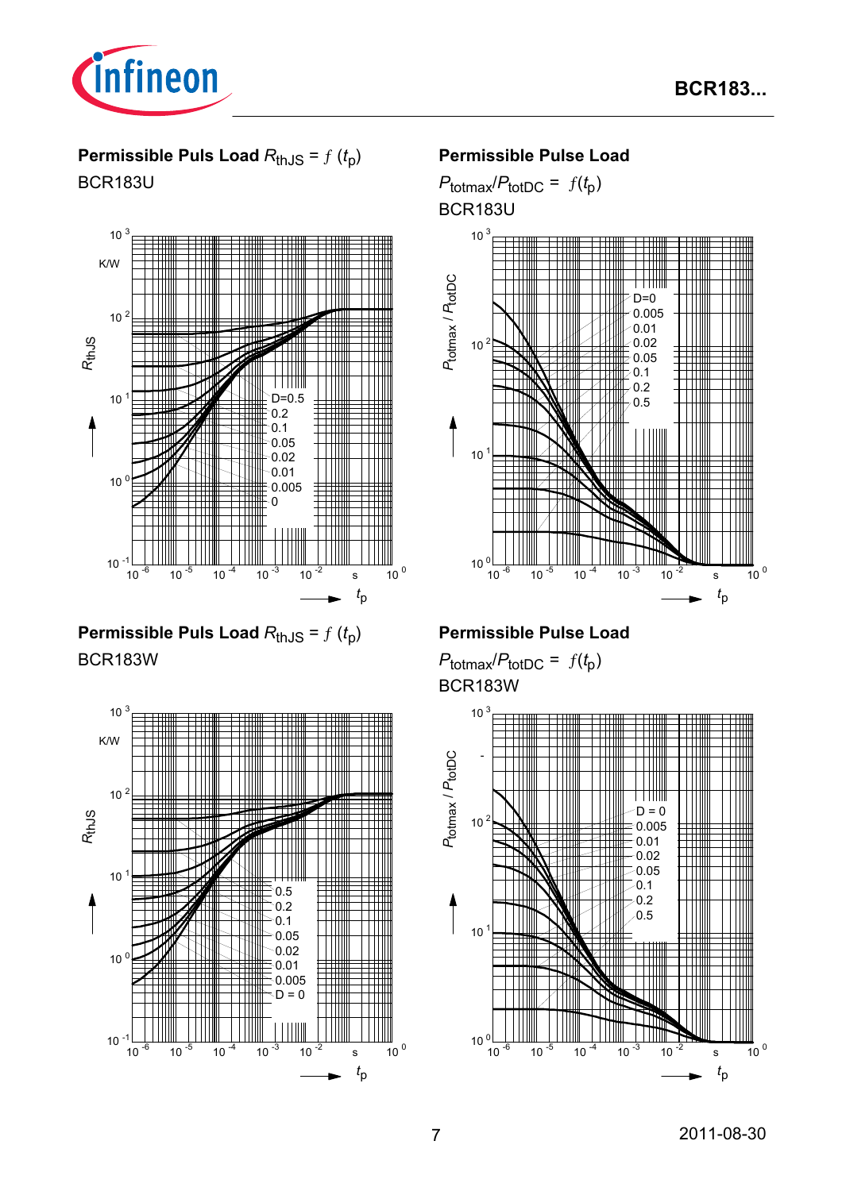**Permissible Puls Load $R_{thJS} = f(t_p)$**

BCR183U

**Permissible Pulse Load**

$P_{totmax}/P_{totDC} = f(t_p)$

BCR183U

**Permissible Puls Load $R_{thJS} = f(t_p)$**

BCR183W

**Permissible Pulse Load**

$P_{totmax}/P_{totDC} = f(t_p)$

BCR183W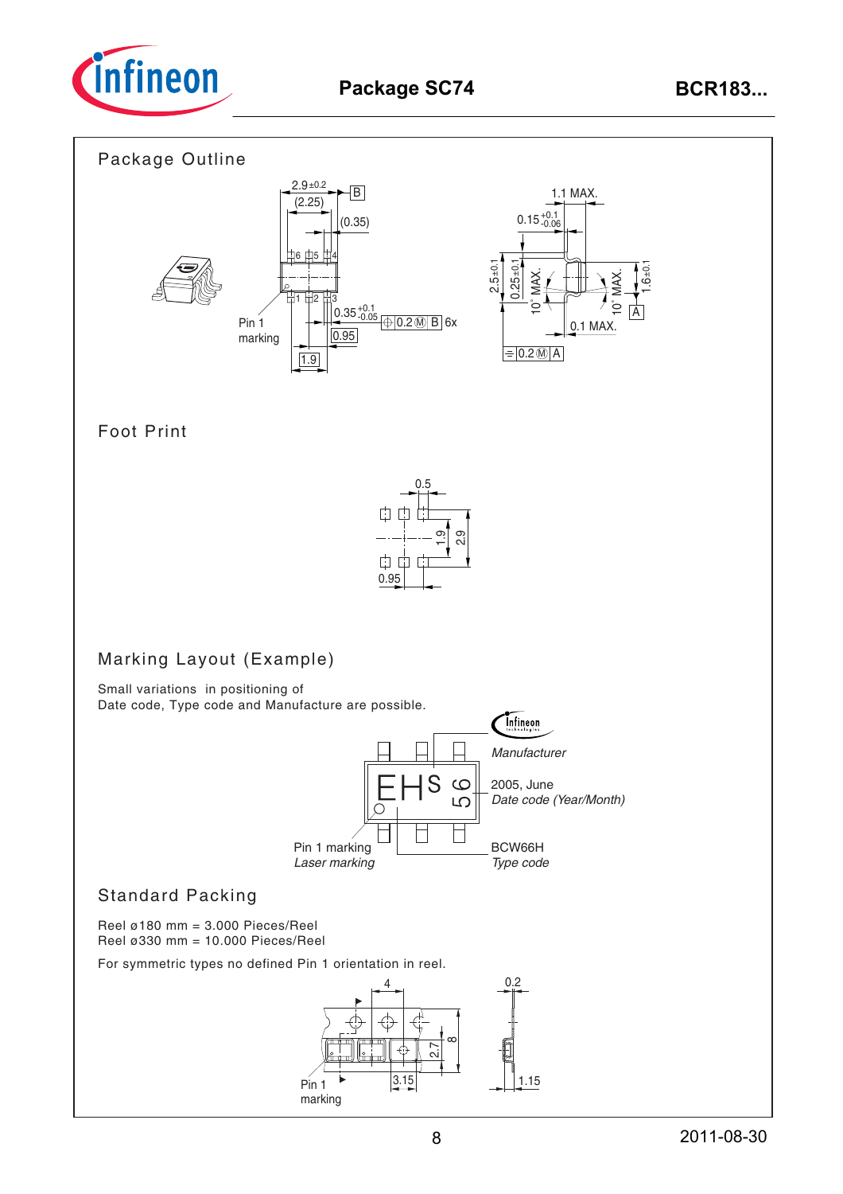# Package SC74

## Package Outline

## Foot Print

## Marking Layout (Example)

Small variations in positioning of
Date code, Type code and Manufacture are possible.

## Standard Packing

Reel ø180 mm = 3.000 Pieces/Reel
Reel ø330 mm = 10.000 Pieces/Reel

For symmetric types no defined Pin 1 orientation in reel.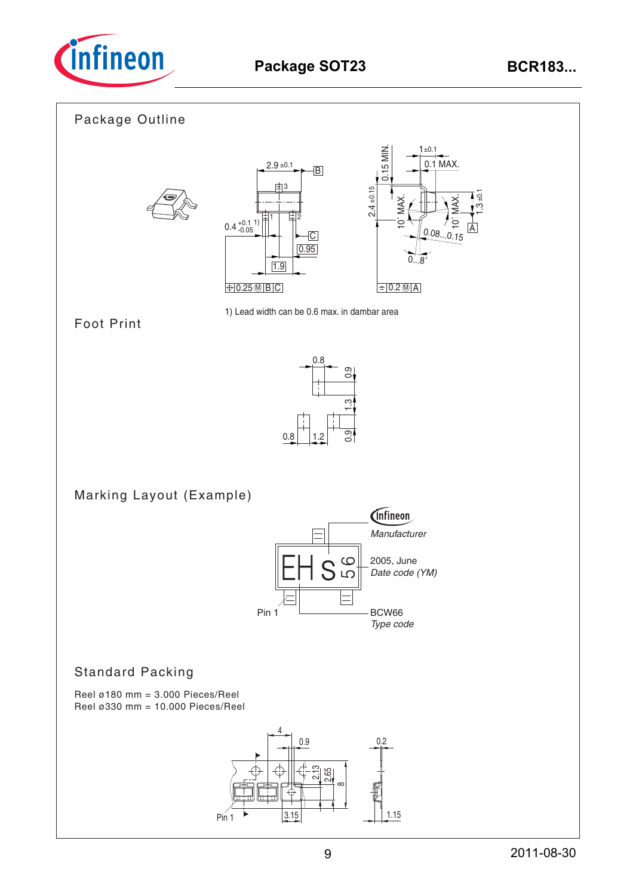# Package SOT23

## Package Outline

1) Lead width can be 0.6 max. in dambar area

## Foot Print

## Marking Layout (Example)

Manufacturer

2005, June
*Date code (YM)*

BCW66
*Type code*

Pin 1

## Standard Packing

Reel ø180 mm = 3.000 Pieces/Reel
Reel ø330 mm = 10.000 Pieces/Reel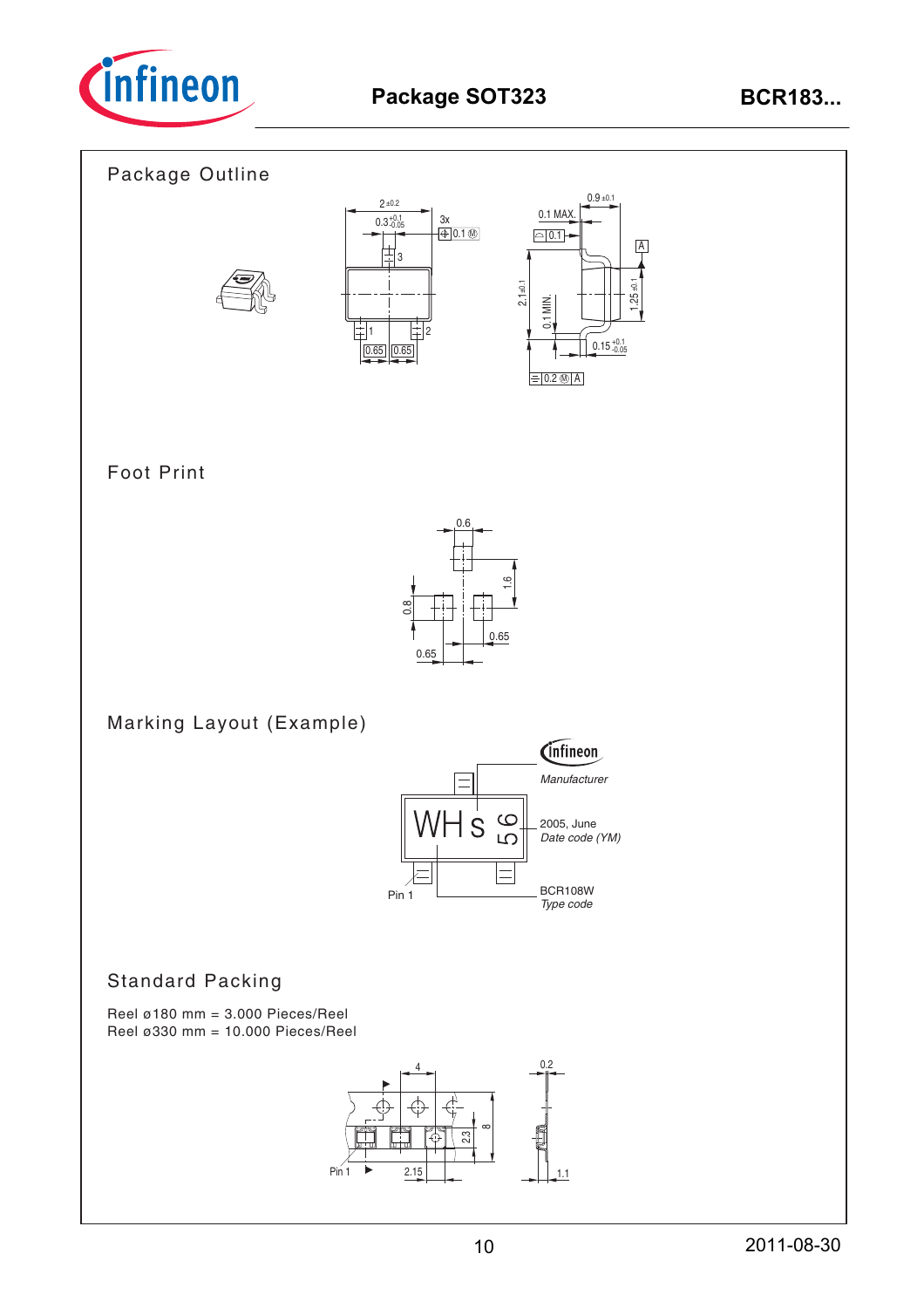## Package SOT323

### Package Outline

### Foot Print

### Marking Layout (Example)

Manufacturer

2005, June
*Date code (YM)*

BCR108W
*Type code*

### Standard Packing

Reel ø180 mm = 3.000 Pieces/Reel
Reel ø330 mm = 10.000 Pieces/Reel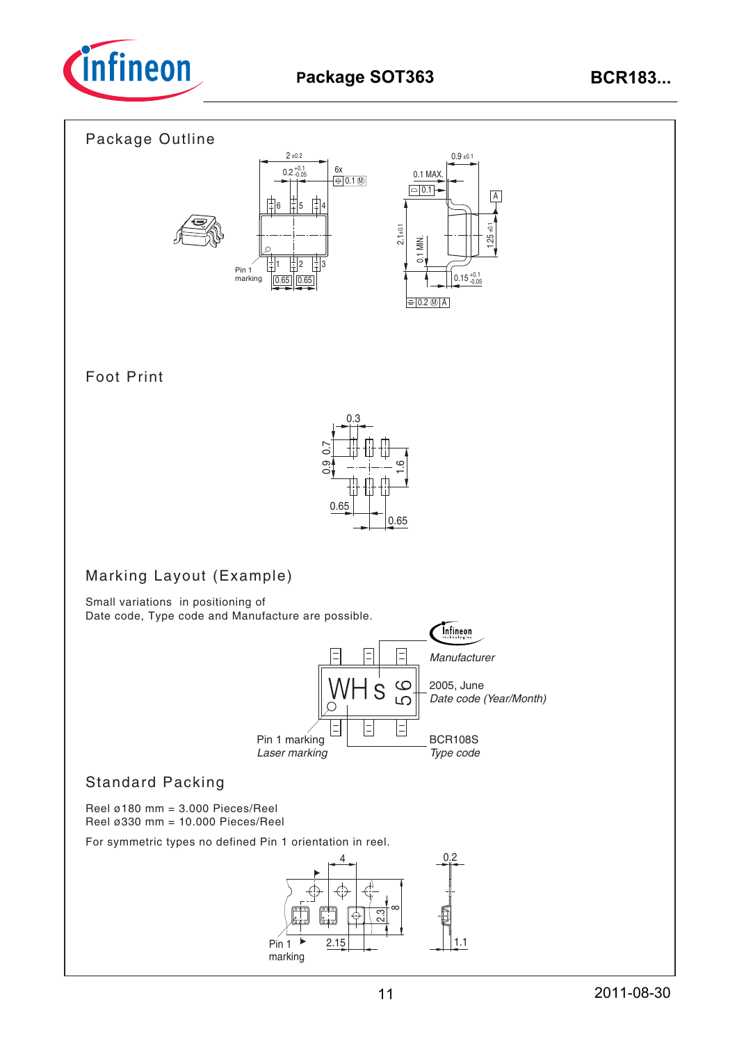# Package SOT363

## Package Outline

## Foot Print

## Marking Layout (Example)

Small variations in positioning of
Date code, Type code and Manufacture are possible.

## Standard Packing

Reel ø180 mm = 3.000 Pieces/Reel
Reel ø330 mm = 10.000 Pieces/Reel

For symmetric types no defined Pin 1 orientation in reel.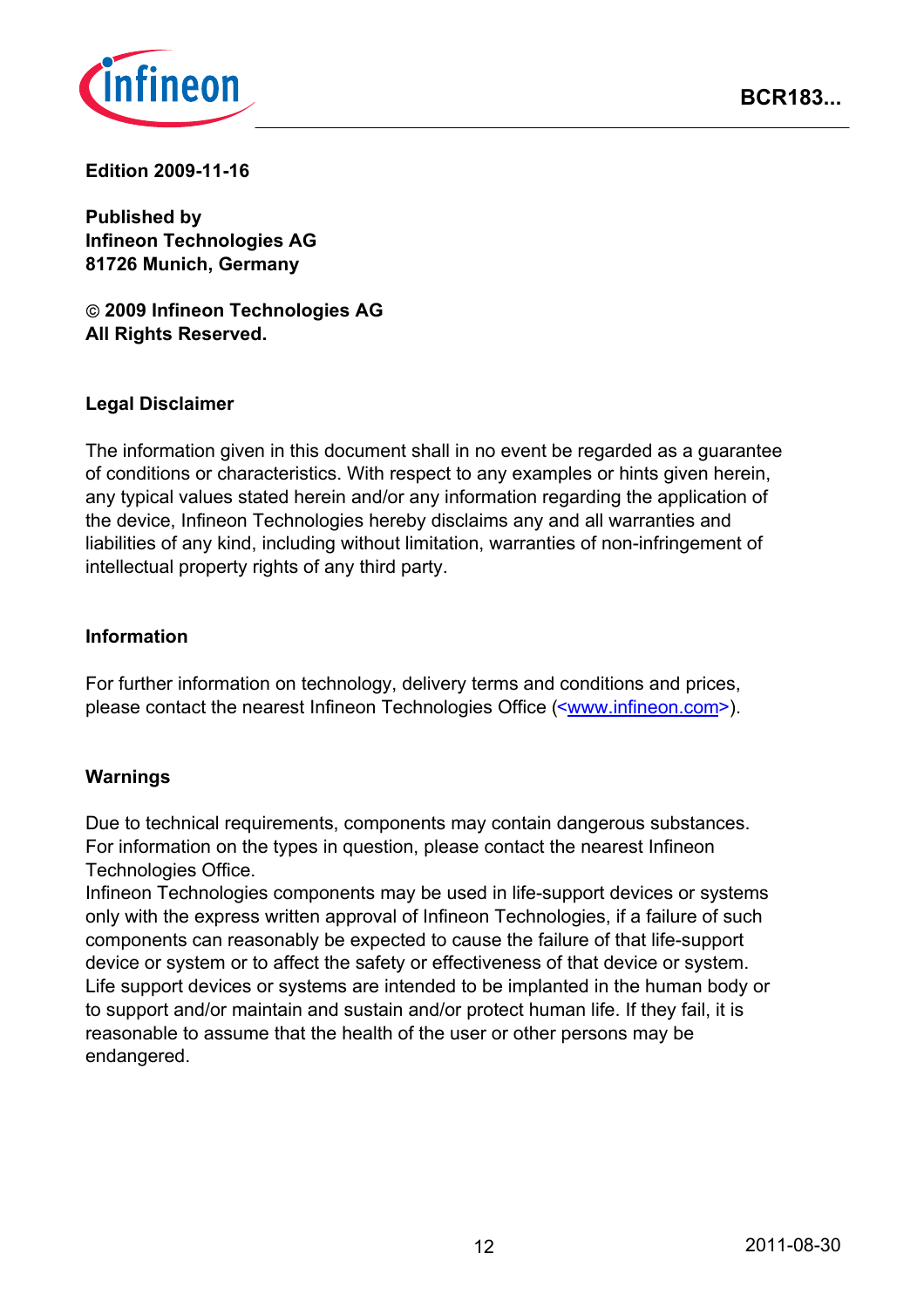**Edition 2009-11-16**

**Published by**
**Infineon Technologies AG**
**81726 Munich, Germany**

**© 2009 Infineon Technologies AG**
**All Rights Reserved.**

### Legal Disclaimer

The information given in this document shall in no event be regarded as a guarantee of conditions or characteristics. With respect to any examples or hints given herein, any typical values stated herein and/or any information regarding the application of the device, Infineon Technologies hereby disclaims any and all warranties and liabilities of any kind, including without limitation, warranties of non-infringement of intellectual property rights of any third party.

### Information

For further information on technology, delivery terms and conditions and prices, please contact the nearest Infineon Technologies Office (<www.infineon.com>).

### Warnings

Due to technical requirements, components may contain dangerous substances. For information on the types in question, please contact the nearest Infineon Technologies Office.
Infineon Technologies components may be used in life-support devices or systems only with the express written approval of Infineon Technologies, if a failure of such components can reasonably be expected to cause the failure of that life-support device or system or to affect the safety or effectiveness of that device or system. Life support devices or systems are intended to be implanted in the human body or to support and/or maintain and sustain and/or protect human life. If they fail, it is reasonable to assume that the health of the user or other persons may be endangered.